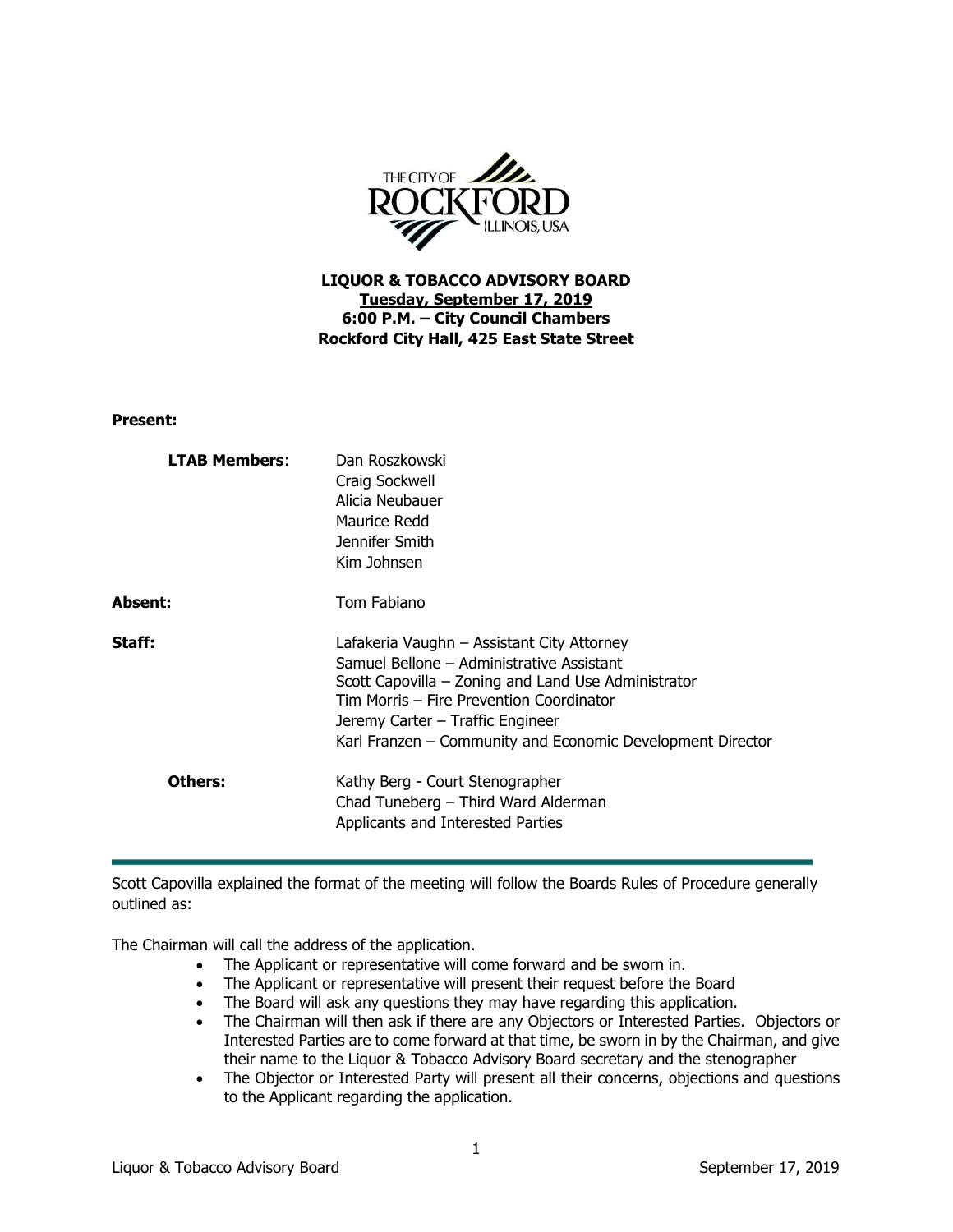**LIQUOR & TOBACCO ADVISORY BOARD**
**Tuesday, September 17, 2019**
**6:00 P.M. – City Council Chambers**
**Rockford City Hall, 425 East State Street**

**Present:**

**LTAB Members**: Dan Roszkowski
Craig Sockwell
Alicia Neubauer
Maurice Redd
Jennifer Smith
Kim Johnsen

**Absent:** Tom Fabiano

**Staff:** Lafakeria Vaughn – Assistant City Attorney
Samuel Bellone – Administrative Assistant
Scott Capovilla – Zoning and Land Use Administrator
Tim Morris – Fire Prevention Coordinator
Jeremy Carter – Traffic Engineer
Karl Franzen – Community and Economic Development Director

**Others:** Kathy Berg - Court Stenographer
Chad Tuneberg – Third Ward Alderman
Applicants and Interested Parties

---

Scott Capovilla explained the format of the meeting will follow the Boards Rules of Procedure generally outlined as:

The Chairman will call the address of the application.

- The Applicant or representative will come forward and be sworn in.
- The Applicant or representative will present their request before the Board
- The Board will ask any questions they may have regarding this application.
- The Chairman will then ask if there are any Objectors or Interested Parties. Objectors or Interested Parties are to come forward at that time, be sworn in by the Chairman, and give their name to the Liquor & Tobacco Advisory Board secretary and the stenographer
- The Objector or Interested Party will present all their concerns, objections and questions to the Applicant regarding the application.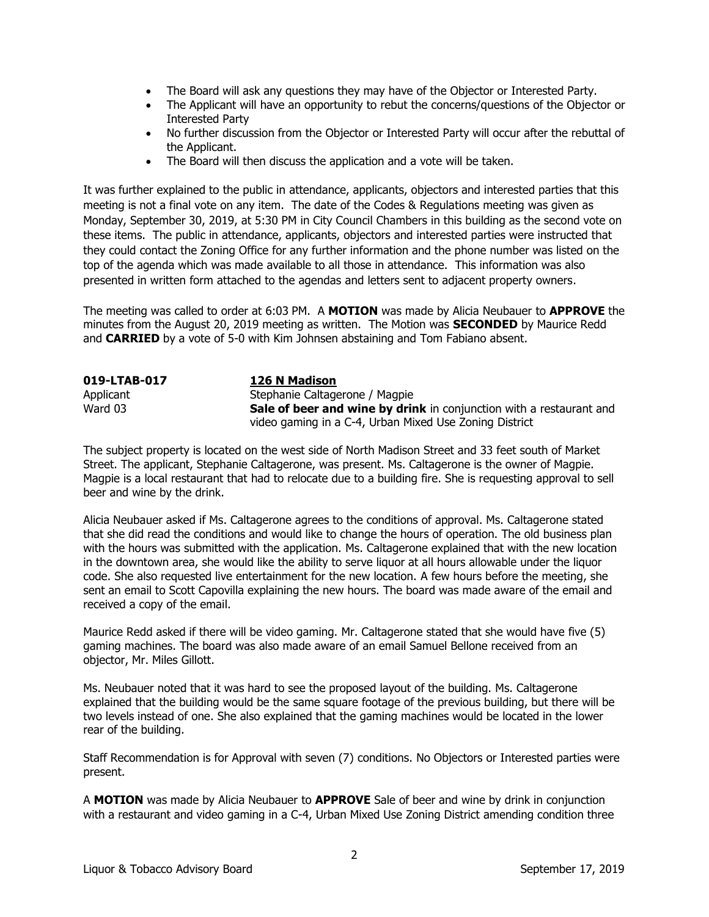- The Board will ask any questions they may have of the Objector or Interested Party.
- The Applicant will have an opportunity to rebut the concerns/questions of the Objector or Interested Party
- No further discussion from the Objector or Interested Party will occur after the rebuttal of the Applicant.
- The Board will then discuss the application and a vote will be taken.

It was further explained to the public in attendance, applicants, objectors and interested parties that this meeting is not a final vote on any item. The date of the Codes & Regulations meeting was given as Monday, September 30, 2019, at 5:30 PM in City Council Chambers in this building as the second vote on these items. The public in attendance, applicants, objectors and interested parties were instructed that they could contact the Zoning Office for any further information and the phone number was listed on the top of the agenda which was made available to all those in attendance. This information was also presented in written form attached to the agendas and letters sent to adjacent property owners.

The meeting was called to order at 6:03 PM. A **MOTION** was made by Alicia Neubauer to **APPROVE** the minutes from the August 20, 2019 meeting as written. The Motion was **SECONDED** by Maurice Redd and **CARRIED** by a vote of 5-0 with Kim Johnsen abstaining and Tom Fabiano absent.

**019-LTAB-017** — **126 N Madison**
Applicant — Stephanie Caltagerone / Magpie
Ward 03 — **Sale of beer and wine by drink** in conjunction with a restaurant and video gaming in a C-4, Urban Mixed Use Zoning District

The subject property is located on the west side of North Madison Street and 33 feet south of Market Street. The applicant, Stephanie Caltagerone, was present. Ms. Caltagerone is the owner of Magpie. Magpie is a local restaurant that had to relocate due to a building fire. She is requesting approval to sell beer and wine by the drink.

Alicia Neubauer asked if Ms. Caltagerone agrees to the conditions of approval. Ms. Caltagerone stated that she did read the conditions and would like to change the hours of operation. The old business plan with the hours was submitted with the application. Ms. Caltagerone explained that with the new location in the downtown area, she would like the ability to serve liquor at all hours allowable under the liquor code. She also requested live entertainment for the new location. A few hours before the meeting, she sent an email to Scott Capovilla explaining the new hours. The board was made aware of the email and received a copy of the email.

Maurice Redd asked if there will be video gaming. Mr. Caltagerone stated that she would have five (5) gaming machines. The board was also made aware of an email Samuel Bellone received from an objector, Mr. Miles Gillott.

Ms. Neubauer noted that it was hard to see the proposed layout of the building. Ms. Caltagerone explained that the building would be the same square footage of the previous building, but there will be two levels instead of one. She also explained that the gaming machines would be located in the lower rear of the building.

Staff Recommendation is for Approval with seven (7) conditions. No Objectors or Interested parties were present.

A **MOTION** was made by Alicia Neubauer to **APPROVE** Sale of beer and wine by drink in conjunction with a restaurant and video gaming in a C-4, Urban Mixed Use Zoning District amending condition three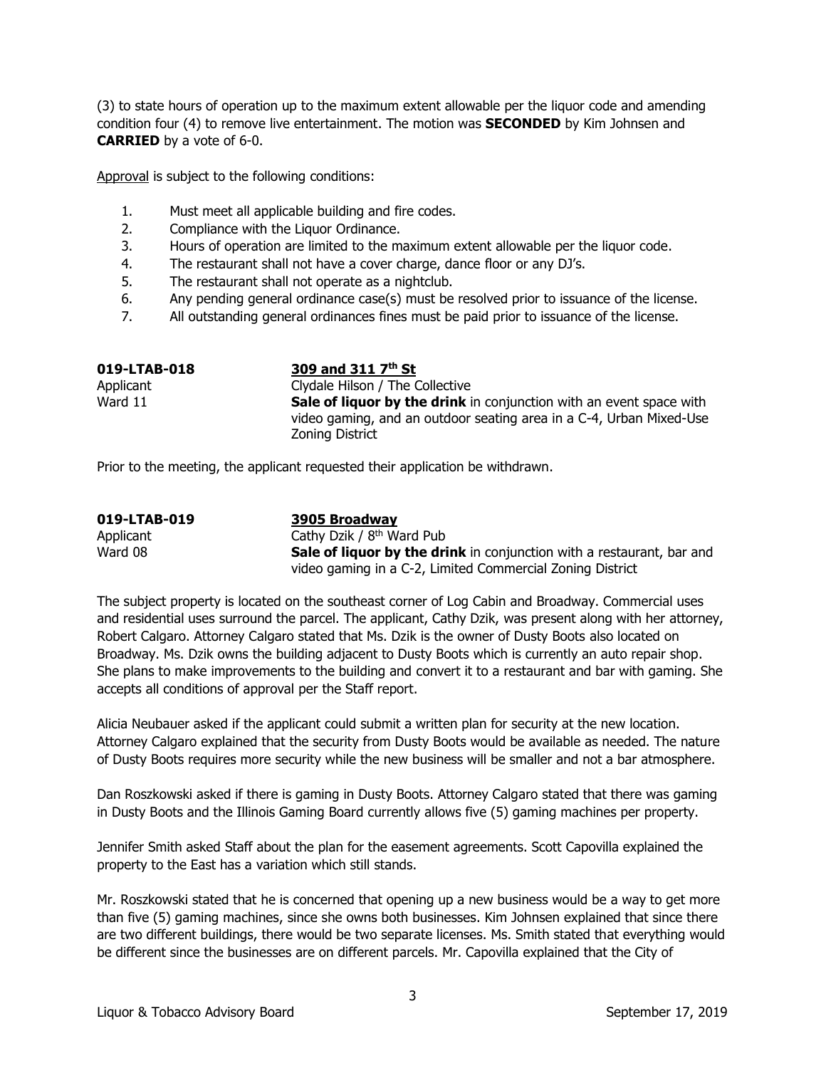(3) to state hours of operation up to the maximum extent allowable per the liquor code and amending condition four (4) to remove live entertainment. The motion was **SECONDED** by Kim Johnsen and **CARRIED** by a vote of 6-0.

Approval is subject to the following conditions:

1. Must meet all applicable building and fire codes.
2. Compliance with the Liquor Ordinance.
3. Hours of operation are limited to the maximum extent allowable per the liquor code.
4. The restaurant shall not have a cover charge, dance floor or any DJ's.
5. The restaurant shall not operate as a nightclub.
6. Any pending general ordinance case(s) must be resolved prior to issuance of the license.
7. All outstanding general ordinances fines must be paid prior to issuance of the license.

**019-LTAB-018** **309 and 311 7th St**
Applicant: Clydale Hilson / The Collective
Ward 11: **Sale of liquor by the drink** in conjunction with an event space with video gaming, and an outdoor seating area in a C-4, Urban Mixed-Use Zoning District

Prior to the meeting, the applicant requested their application be withdrawn.

**019-LTAB-019** **3905 Broadway**
Applicant: Cathy Dzik / 8th Ward Pub
Ward 08: **Sale of liquor by the drink** in conjunction with a restaurant, bar and video gaming in a C-2, Limited Commercial Zoning District

The subject property is located on the southeast corner of Log Cabin and Broadway. Commercial uses and residential uses surround the parcel. The applicant, Cathy Dzik, was present along with her attorney, Robert Calgaro. Attorney Calgaro stated that Ms. Dzik is the owner of Dusty Boots also located on Broadway. Ms. Dzik owns the building adjacent to Dusty Boots which is currently an auto repair shop. She plans to make improvements to the building and convert it to a restaurant and bar with gaming. She accepts all conditions of approval per the Staff report.

Alicia Neubauer asked if the applicant could submit a written plan for security at the new location. Attorney Calgaro explained that the security from Dusty Boots would be available as needed. The nature of Dusty Boots requires more security while the new business will be smaller and not a bar atmosphere.

Dan Roszkowski asked if there is gaming in Dusty Boots. Attorney Calgaro stated that there was gaming in Dusty Boots and the Illinois Gaming Board currently allows five (5) gaming machines per property.

Jennifer Smith asked Staff about the plan for the easement agreements. Scott Capovilla explained the property to the East has a variation which still stands.

Mr. Roszkowski stated that he is concerned that opening up a new business would be a way to get more than five (5) gaming machines, since she owns both businesses. Kim Johnsen explained that since there are two different buildings, there would be two separate licenses. Ms. Smith stated that everything would be different since the businesses are on different parcels. Mr. Capovilla explained that the City of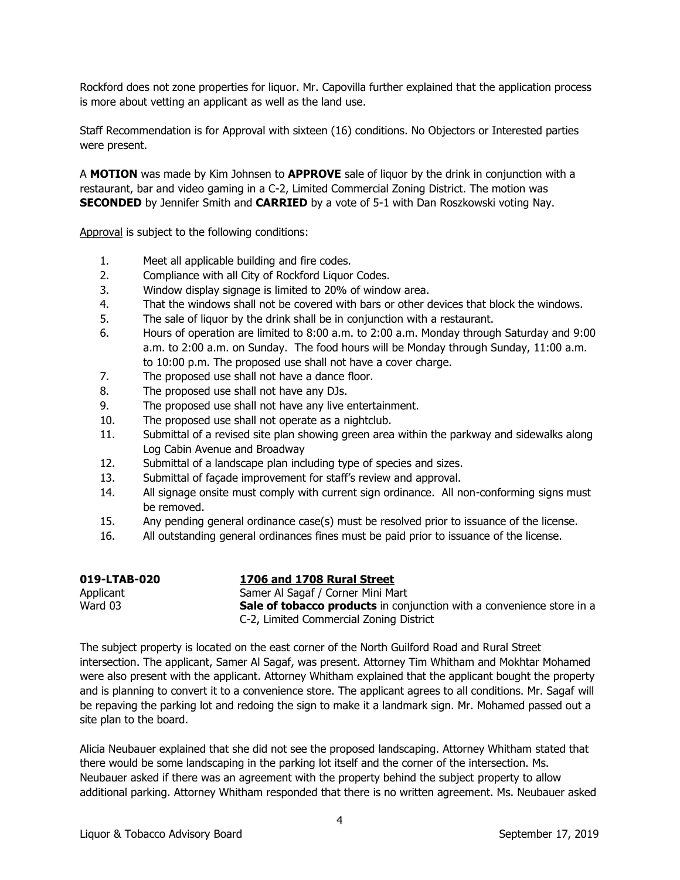Rockford does not zone properties for liquor. Mr. Capovilla further explained that the application process is more about vetting an applicant as well as the land use.

Staff Recommendation is for Approval with sixteen (16) conditions. No Objectors or Interested parties were present.

A **MOTION** was made by Kim Johnsen to **APPROVE** sale of liquor by the drink in conjunction with a restaurant, bar and video gaming in a C-2, Limited Commercial Zoning District. The motion was **SECONDED** by Jennifer Smith and **CARRIED** by a vote of 5-1 with Dan Roszkowski voting Nay.

Approval is subject to the following conditions:

1. Meet all applicable building and fire codes.
2. Compliance with all City of Rockford Liquor Codes.
3. Window display signage is limited to 20% of window area.
4. That the windows shall not be covered with bars or other devices that block the windows.
5. The sale of liquor by the drink shall be in conjunction with a restaurant.
6. Hours of operation are limited to 8:00 a.m. to 2:00 a.m. Monday through Saturday and 9:00 a.m. to 2:00 a.m. on Sunday. The food hours will be Monday through Sunday, 11:00 a.m. to 10:00 p.m. The proposed use shall not have a cover charge.
7. The proposed use shall not have a dance floor.
8. The proposed use shall not have any DJs.
9. The proposed use shall not have any live entertainment.
10. The proposed use shall not operate as a nightclub.
11. Submittal of a revised site plan showing green area within the parkway and sidewalks along Log Cabin Avenue and Broadway
12. Submittal of a landscape plan including type of species and sizes.
13. Submittal of façade improvement for staff's review and approval.
14. All signage onsite must comply with current sign ordinance. All non-conforming signs must be removed.
15. Any pending general ordinance case(s) must be resolved prior to issuance of the license.
16. All outstanding general ordinances fines must be paid prior to issuance of the license.

**019-LTAB-020** **1706 and 1708 Rural Street**
Applicant Samer Al Sagaf / Corner Mini Mart
Ward 03 **Sale of tobacco products** in conjunction with a convenience store in a C-2, Limited Commercial Zoning District

The subject property is located on the east corner of the North Guilford Road and Rural Street intersection. The applicant, Samer Al Sagaf, was present. Attorney Tim Whitham and Mokhtar Mohamed were also present with the applicant. Attorney Whitham explained that the applicant bought the property and is planning to convert it to a convenience store. The applicant agrees to all conditions. Mr. Sagaf will be repaving the parking lot and redoing the sign to make it a landmark sign. Mr. Mohamed passed out a site plan to the board.

Alicia Neubauer explained that she did not see the proposed landscaping. Attorney Whitham stated that there would be some landscaping in the parking lot itself and the corner of the intersection. Ms. Neubauer asked if there was an agreement with the property behind the subject property to allow additional parking. Attorney Whitham responded that there is no written agreement. Ms. Neubauer asked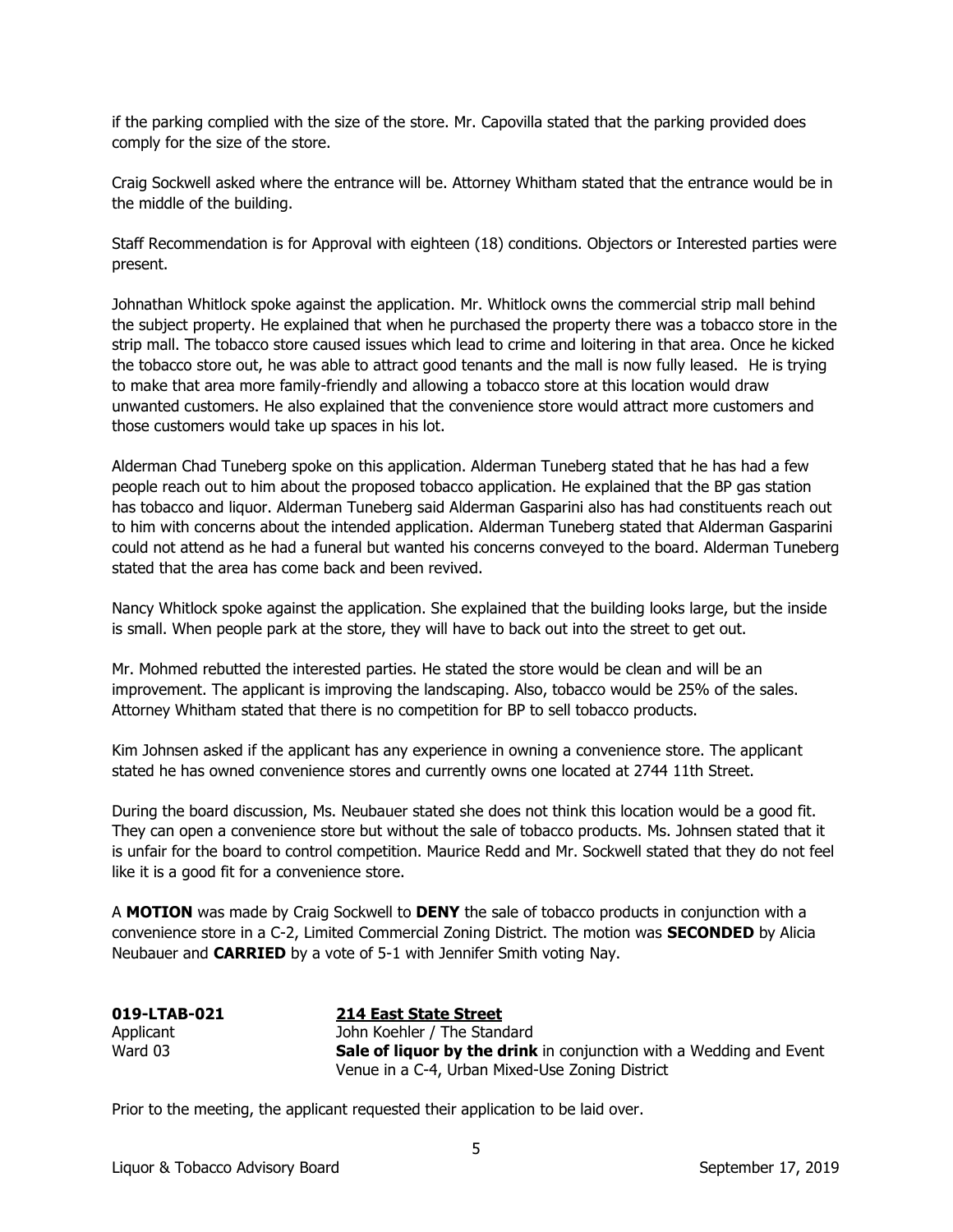if the parking complied with the size of the store. Mr. Capovilla stated that the parking provided does comply for the size of the store.

Craig Sockwell asked where the entrance will be. Attorney Whitham stated that the entrance would be in the middle of the building.

Staff Recommendation is for Approval with eighteen (18) conditions. Objectors or Interested parties were present.

Johnathan Whitlock spoke against the application. Mr. Whitlock owns the commercial strip mall behind the subject property. He explained that when he purchased the property there was a tobacco store in the strip mall. The tobacco store caused issues which lead to crime and loitering in that area. Once he kicked the tobacco store out, he was able to attract good tenants and the mall is now fully leased. He is trying to make that area more family-friendly and allowing a tobacco store at this location would draw unwanted customers. He also explained that the convenience store would attract more customers and those customers would take up spaces in his lot.

Alderman Chad Tuneberg spoke on this application. Alderman Tuneberg stated that he has had a few people reach out to him about the proposed tobacco application. He explained that the BP gas station has tobacco and liquor. Alderman Tuneberg said Alderman Gasparini also has had constituents reach out to him with concerns about the intended application. Alderman Tuneberg stated that Alderman Gasparini could not attend as he had a funeral but wanted his concerns conveyed to the board. Alderman Tuneberg stated that the area has come back and been revived.

Nancy Whitlock spoke against the application. She explained that the building looks large, but the inside is small. When people park at the store, they will have to back out into the street to get out.

Mr. Mohmed rebutted the interested parties. He stated the store would be clean and will be an improvement. The applicant is improving the landscaping. Also, tobacco would be 25% of the sales. Attorney Whitham stated that there is no competition for BP to sell tobacco products.

Kim Johnsen asked if the applicant has any experience in owning a convenience store. The applicant stated he has owned convenience stores and currently owns one located at 2744 11th Street.

During the board discussion, Ms. Neubauer stated she does not think this location would be a good fit. They can open a convenience store but without the sale of tobacco products. Ms. Johnsen stated that it is unfair for the board to control competition. Maurice Redd and Mr. Sockwell stated that they do not feel like it is a good fit for a convenience store.

A **MOTION** was made by Craig Sockwell to **DENY** the sale of tobacco products in conjunction with a convenience store in a C-2, Limited Commercial Zoning District. The motion was **SECONDED** by Alicia Neubauer and **CARRIED** by a vote of 5-1 with Jennifer Smith voting Nay.

**019-LTAB-021** **214 East State Street**
Applicant John Koehler / The Standard
Ward 03 **Sale of liquor by the drink** in conjunction with a Wedding and Event Venue in a C-4, Urban Mixed-Use Zoning District

Prior to the meeting, the applicant requested their application to be laid over.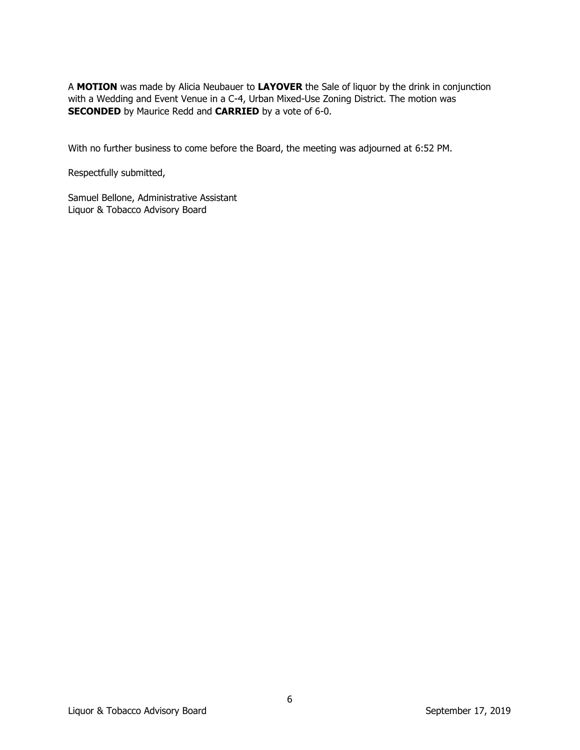A **MOTION** was made by Alicia Neubauer to **LAYOVER** the Sale of liquor by the drink in conjunction with a Wedding and Event Venue in a C-4, Urban Mixed-Use Zoning District. The motion was **SECONDED** by Maurice Redd and **CARRIED** by a vote of 6-0.

With no further business to come before the Board, the meeting was adjourned at 6:52 PM.

Respectfully submitted,

Samuel Bellone, Administrative Assistant
Liquor & Tobacco Advisory Board